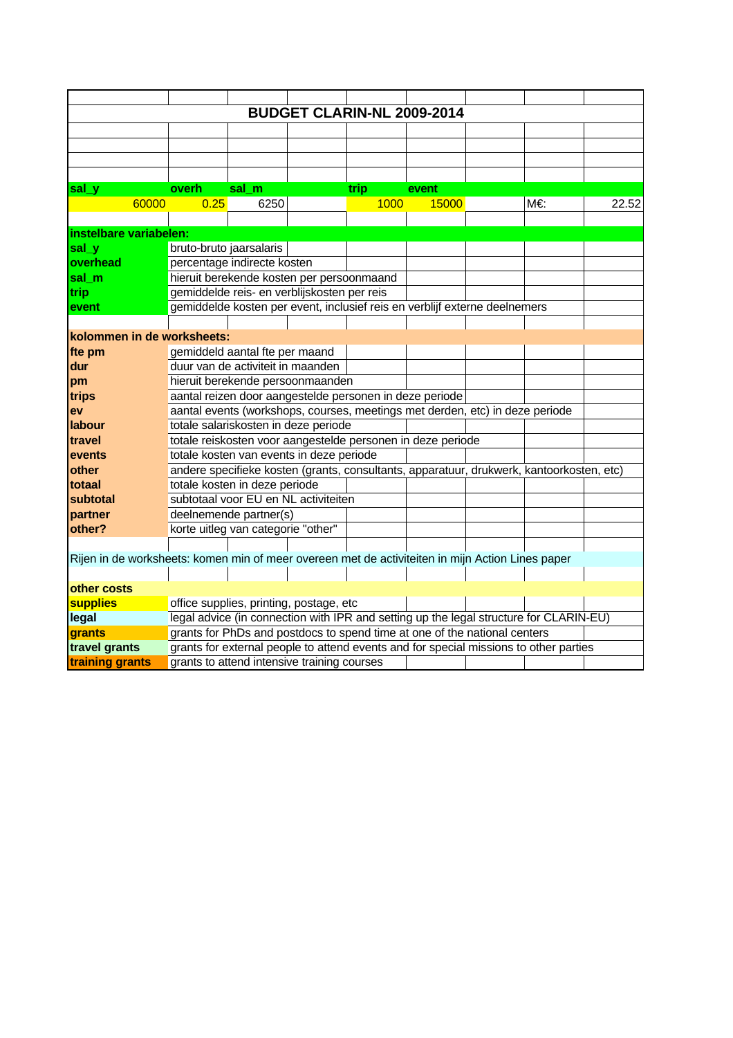# BUDGET CLARIN-NL 2009-2014

| sal_y | overh | sal_m | | trip | event | | | |
|---|---|---|---|---|---|---|---|---|
| 60000 | 0.25 | 6250 | | 1000 | 15000 | | M€: | 22.52 |

**instelbare variabelen:**

| | |
|---|---|
| **sal_y** | bruto-bruto jaarsalaris |
| **overhead** | percentage indirecte kosten |
| **sal_m** | hieruit berekende kosten per persoonmaand |
| **trip** | gemiddelde reis- en verblijfskosten per reis |
| **event** | gemiddelde kosten per event, inclusief reis en verblijf externe deelnemers |

**kolommen in de worksheets:**

| | |
|---|---|
| **fte pm** | gemiddeld aantal fte per maand |
| **dur** | duur van de activiteit in maanden |
| **pm** | hieruit berekende persoonmaanden |
| **trips** | aantal reizen door aangestelde personen in deze periode |
| **ev** | aantal events (workshops, courses, meetings met derden, etc) in deze periode |
| **labour** | totale salariskosten in deze periode |
| **travel** | totale reiskosten voor aangestelde personen in deze periode |
| **events** | totale kosten van events in deze periode |
| **other** | andere specifieke kosten (grants, consultants, apparatuur, drukwerk, kantoorkosten, etc) |
| **totaal** | totale kosten in deze periode |
| **subtotal** | subtotaal voor EU en NL activiteiten |
| **partner** | deelnemende partner(s) |
| **other?** | korte uitleg van categorie "other" |

Rijen in de worksheets: komen min of meer overeen met de activiteiten in mijn Action Lines paper

**other costs**

| | |
|---|---|
| **supplies** | office supplies, printing, postage, etc |
| **legal** | legal advice (in connection with IPR and setting up the legal structure for CLARIN-EU) |
| **grants** | grants for PhDs and postdocs to spend time at one of the national centers |
| **travel grants** | grants for external people to attend events and for special missions to other parties |
| **training grants** | grants to attend intensive training courses |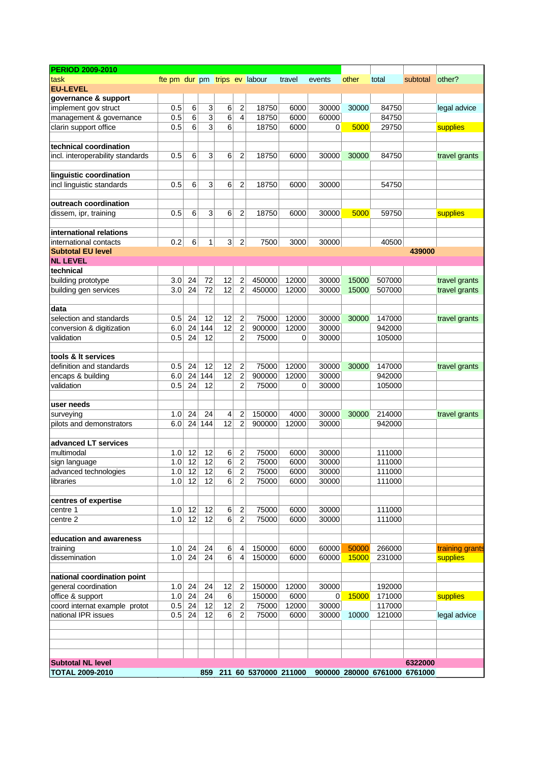| PERIOD 2009-2010 | | | | | | | | | | | | |
|---|---|---|---|---|---|---|---|---|---|---|---|---|
| task | fte pm | dur | pm | trips | ev | labour | travel | events | other | total | subtotal | other? |
| **EU-LEVEL** | | | | | | | | | | | | |
| **governance & support** | | | | | | | | | | | | |
| implement gov struct | 0.5 | 6 | 3 | 6 | 2 | 18750 | 6000 | 30000 | 30000 | 84750 | | legal advice |
| management & governance | 0.5 | 6 | 3 | 6 | 4 | 18750 | 6000 | 60000 | | 84750 | | |
| clarin support office | 0.5 | 6 | 3 | 6 | | 18750 | 6000 | 0 | 5000 | 29750 | | supplies |
| | | | | | | | | | | | | |
| **technical coordination** | | | | | | | | | | | | |
| incl. interoperability standards | 0.5 | 6 | 3 | 6 | 2 | 18750 | 6000 | 30000 | 30000 | 84750 | | travel grants |
| | | | | | | | | | | | | |
| **linguistic coordination** | | | | | | | | | | | | |
| incl linguistic standards | 0.5 | 6 | 3 | 6 | 2 | 18750 | 6000 | 30000 | | 54750 | | |
| | | | | | | | | | | | | |
| **outreach coordination** | | | | | | | | | | | | |
| dissem, ipr, training | 0.5 | 6 | 3 | 6 | 2 | 18750 | 6000 | 30000 | 5000 | 59750 | | supplies |
| | | | | | | | | | | | | |
| **international relations** | | | | | | | | | | | | |
| international contacts | 0.2 | 6 | 1 | 3 | 2 | 7500 | 3000 | 30000 | | 40500 | | |
| **Subtotal EU level** | | | | | | | | | | | **439000** | |
| **NL LEVEL** | | | | | | | | | | | | |
| **technical** | | | | | | | | | | | | |
| building prototype | 3.0 | 24 | 72 | 12 | 2 | 450000 | 12000 | 30000 | 15000 | 507000 | | travel grants |
| building gen services | 3.0 | 24 | 72 | 12 | 2 | 450000 | 12000 | 30000 | 15000 | 507000 | | travel grants |
| | | | | | | | | | | | | |
| **data** | | | | | | | | | | | | |
| selection and standards | 0.5 | 24 | 12 | 12 | 2 | 75000 | 12000 | 30000 | 30000 | 147000 | | travel grants |
| conversion & digitization | 6.0 | 24 | 144 | 12 | 2 | 900000 | 12000 | 30000 | | 942000 | | |
| validation | 0.5 | 24 | 12 | | 2 | 75000 | 0 | 30000 | | 105000 | | |
| | | | | | | | | | | | | |
| **tools & lt services** | | | | | | | | | | | | |
| definition and standards | 0.5 | 24 | 12 | 12 | 2 | 75000 | 12000 | 30000 | 30000 | 147000 | | travel grants |
| encaps & building | 6.0 | 24 | 144 | 12 | 2 | 900000 | 12000 | 30000 | | 942000 | | |
| validation | 0.5 | 24 | 12 | | 2 | 75000 | 0 | 30000 | | 105000 | | |
| | | | | | | | | | | | | |
| **user needs** | | | | | | | | | | | | |
| surveying | 1.0 | 24 | 24 | 4 | 2 | 150000 | 4000 | 30000 | 30000 | 214000 | | travel grants |
| pilots and demonstrators | 6.0 | 24 | 144 | 12 | 2 | 900000 | 12000 | 30000 | | 942000 | | |
| | | | | | | | | | | | | |
| **advanced LT services** | | | | | | | | | | | | |
| multimodal | 1.0 | 12 | 12 | 6 | 2 | 75000 | 6000 | 30000 | | 111000 | | |
| sign language | 1.0 | 12 | 12 | 6 | 2 | 75000 | 6000 | 30000 | | 111000 | | |
| advanced technologies | 1.0 | 12 | 12 | 6 | 2 | 75000 | 6000 | 30000 | | 111000 | | |
| libraries | 1.0 | 12 | 12 | 6 | 2 | 75000 | 6000 | 30000 | | 111000 | | |
| | | | | | | | | | | | | |
| **centres of expertise** | | | | | | | | | | | | |
| centre 1 | 1.0 | 12 | 12 | 6 | 2 | 75000 | 6000 | 30000 | | 111000 | | |
| centre 2 | 1.0 | 12 | 12 | 6 | 2 | 75000 | 6000 | 30000 | | 111000 | | |
| | | | | | | | | | | | | |
| **education and awareness** | | | | | | | | | | | | |
| training | 1.0 | 24 | 24 | 6 | 4 | 150000 | 6000 | 60000 | 50000 | 266000 | | training grants |
| dissemination | 1.0 | 24 | 24 | 6 | 4 | 150000 | 6000 | 60000 | 15000 | 231000 | | supplies |
| | | | | | | | | | | | | |
| **national coordination point** | | | | | | | | | | | | |
| general coordination | 1.0 | 24 | 24 | 12 | 2 | 150000 | 12000 | 30000 | | 192000 | | |
| office & support | 1.0 | 24 | 24 | 6 | | 150000 | 6000 | 0 | 15000 | 171000 | | supplies |
| coord internat example protot | 0.5 | 24 | 12 | 12 | 2 | 75000 | 12000 | 30000 | | 117000 | | |
| national IPR issues | 0.5 | 24 | 12 | 6 | 2 | 75000 | 6000 | 30000 | 10000 | 121000 | | legal advice |
| | | | | | | | | | | | | |
| **Subtotal NL level** | | | | | | | | | | | **6322000** | |
| **TOTAL 2009-2010** | | | **859** | **211** | **60** | **5370000** | **211000** | **900000** | **280000** | **6761000** | **6761000** | |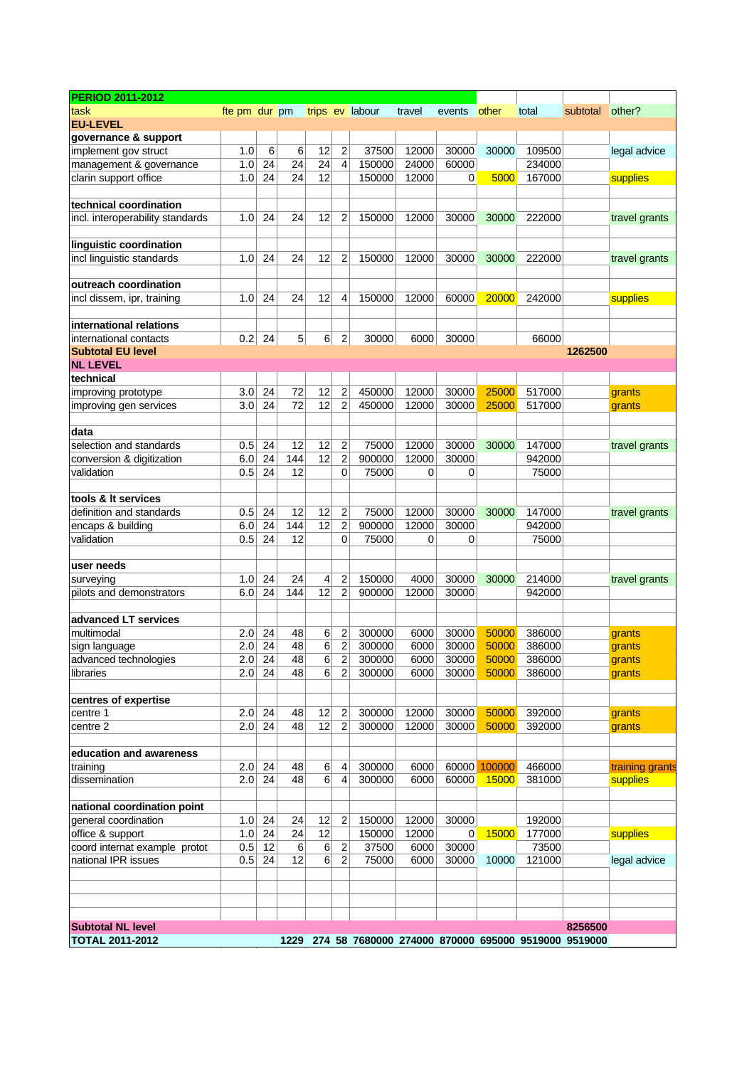| PERIOD 2011-2012 | | | | | | | | | | | | |
|---|---|---|---|---|---|---|---|---|---|---|---|---|
| task | fte pm | dur | pm | trips | ev | labour | travel | events | other | total | subtotal | other? |
| **EU-LEVEL** | | | | | | | | | | | | |
| **governance & support** | | | | | | | | | | | | |
| implement gov struct | 1.0 | 6 | 6 | 12 | 2 | 37500 | 12000 | 30000 | 30000 | 109500 | | legal advice |
| management & governance | 1.0 | 24 | 24 | 24 | 4 | 150000 | 24000 | 60000 | | 234000 | | |
| clarin support office | 1.0 | 24 | 24 | 12 | | 150000 | 12000 | 0 | 5000 | 167000 | | supplies |
| | | | | | | | | | | | | |
| **technical coordination** | | | | | | | | | | | | |
| incl. interoperability standards | 1.0 | 24 | 24 | 12 | 2 | 150000 | 12000 | 30000 | 30000 | 222000 | | travel grants |
| | | | | | | | | | | | | |
| **linguistic coordination** | | | | | | | | | | | | |
| incl linguistic standards | 1.0 | 24 | 24 | 12 | 2 | 150000 | 12000 | 30000 | 30000 | 222000 | | travel grants |
| | | | | | | | | | | | | |
| **outreach coordination** | | | | | | | | | | | | |
| incl dissem, ipr, training | 1.0 | 24 | 24 | 12 | 4 | 150000 | 12000 | 60000 | 20000 | 242000 | | supplies |
| | | | | | | | | | | | | |
| **international relations** | | | | | | | | | | | | |
| international contacts | 0.2 | 24 | 5 | 6 | 2 | 30000 | 6000 | 30000 | | 66000 | | |
| **Subtotal EU level** | | | | | | | | | | | **1262500** | |
| **NL LEVEL** | | | | | | | | | | | | |
| **technical** | | | | | | | | | | | | |
| improving prototype | 3.0 | 24 | 72 | 12 | 2 | 450000 | 12000 | 30000 | 25000 | 517000 | | grants |
| improving gen services | 3.0 | 24 | 72 | 12 | 2 | 450000 | 12000 | 30000 | 25000 | 517000 | | grants |
| | | | | | | | | | | | | |
| **data** | | | | | | | | | | | | |
| selection and standards | 0.5 | 24 | 12 | 12 | 2 | 75000 | 12000 | 30000 | 30000 | 147000 | | travel grants |
| conversion & digitization | 6.0 | 24 | 144 | 12 | 2 | 900000 | 12000 | 30000 | | 942000 | | |
| validation | 0.5 | 24 | 12 | | 0 | 75000 | 0 | 0 | | 75000 | | |
| | | | | | | | | | | | | |
| **tools & lt services** | | | | | | | | | | | | |
| definition and standards | 0.5 | 24 | 12 | 12 | 2 | 75000 | 12000 | 30000 | 30000 | 147000 | | travel grants |
| encaps & building | 6.0 | 24 | 144 | 12 | 2 | 900000 | 12000 | 30000 | | 942000 | | |
| validation | 0.5 | 24 | 12 | | 0 | 75000 | 0 | 0 | | 75000 | | |
| | | | | | | | | | | | | |
| **user needs** | | | | | | | | | | | | |
| surveying | 1.0 | 24 | 24 | 4 | 2 | 150000 | 4000 | 30000 | 30000 | 214000 | | travel grants |
| pilots and demonstrators | 6.0 | 24 | 144 | 12 | 2 | 900000 | 12000 | 30000 | | 942000 | | |
| | | | | | | | | | | | | |
| **advanced LT services** | | | | | | | | | | | | |
| multimodal | 2.0 | 24 | 48 | 6 | 2 | 300000 | 6000 | 30000 | 50000 | 386000 | | grants |
| sign language | 2.0 | 24 | 48 | 6 | 2 | 300000 | 6000 | 30000 | 50000 | 386000 | | grants |
| advanced technologies | 2.0 | 24 | 48 | 6 | 2 | 300000 | 6000 | 30000 | 50000 | 386000 | | grants |
| libraries | 2.0 | 24 | 48 | 6 | 2 | 300000 | 6000 | 30000 | 50000 | 386000 | | grants |
| | | | | | | | | | | | | |
| **centres of expertise** | | | | | | | | | | | | |
| centre 1 | 2.0 | 24 | 48 | 12 | 2 | 300000 | 12000 | 30000 | 50000 | 392000 | | grants |
| centre 2 | 2.0 | 24 | 48 | 12 | 2 | 300000 | 12000 | 30000 | 50000 | 392000 | | grants |
| | | | | | | | | | | | | |
| **education and awareness** | | | | | | | | | | | | |
| training | 2.0 | 24 | 48 | 6 | 4 | 300000 | 6000 | 60000 | 100000 | 466000 | | training grants |
| dissemination | 2.0 | 24 | 48 | 6 | 4 | 300000 | 6000 | 60000 | 15000 | 381000 | | supplies |
| | | | | | | | | | | | | |
| **national coordination point** | | | | | | | | | | | | |
| general coordination | 1.0 | 24 | 24 | 12 | 2 | 150000 | 12000 | 30000 | | 192000 | | |
| office & support | 1.0 | 24 | 24 | 12 | | 150000 | 12000 | 0 | 15000 | 177000 | | supplies |
| coord internat example protot | 0.5 | 12 | 6 | 6 | 2 | 37500 | 6000 | 30000 | | 73500 | | |
| national IPR issues | 0.5 | 24 | 12 | 6 | 2 | 75000 | 6000 | 30000 | 10000 | 121000 | | legal advice |
| **Subtotal NL level** | | | | | | | | | | | **8256500** | |
| **TOTAL 2011-2012** | | | **1229** | **274** | **58** | **7680000** | **274000** | **870000** | **695000** | **9519000** | **9519000** | |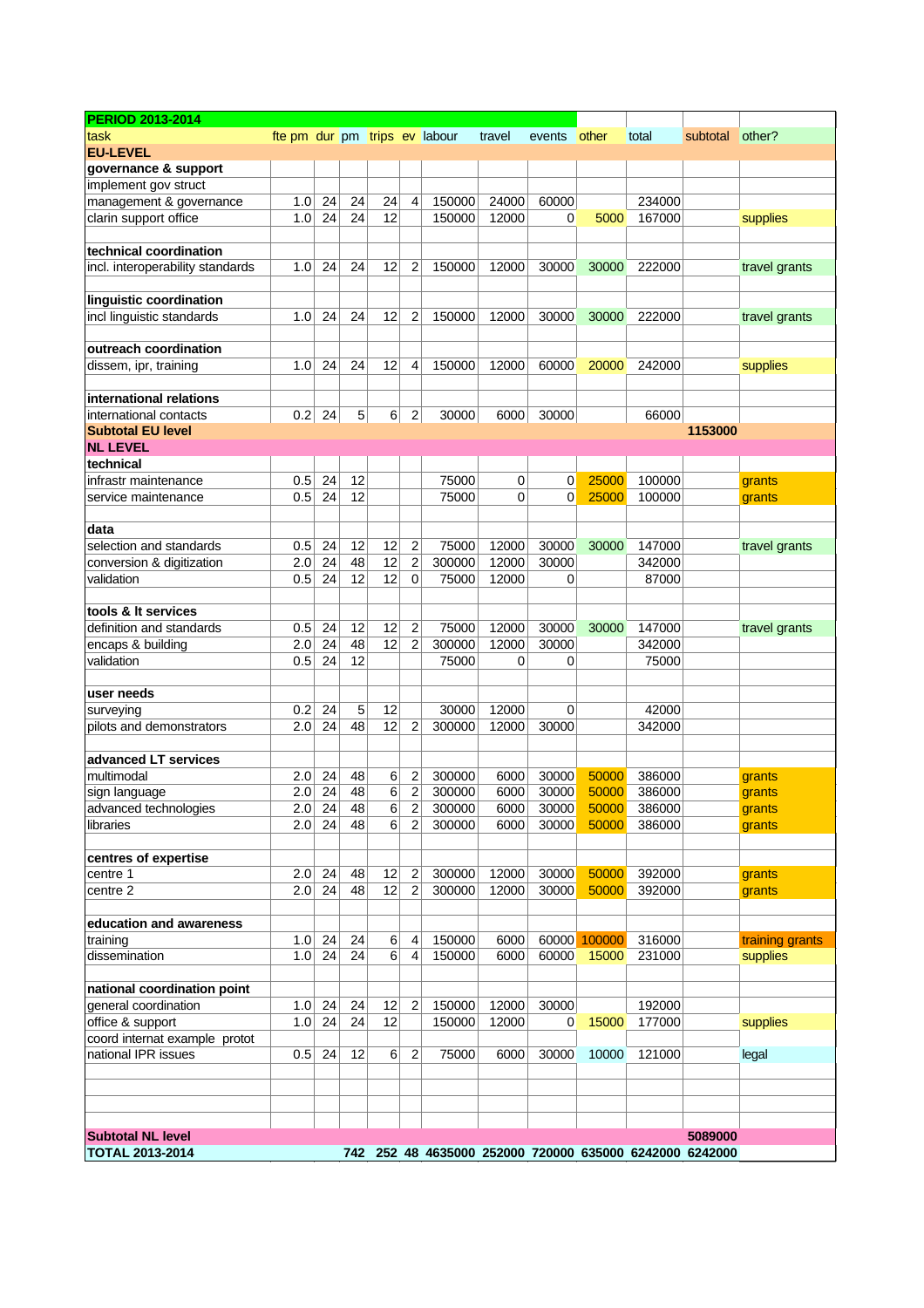| PERIOD 2013-2014 | | | | | | | | | | | | |
|---|---|---|---|---|---|---|---|---|---|---|---|---|
| task | fte pm | dur | pm | trips | ev | labour | travel | events | other | total | subtotal | other? |
| **EU-LEVEL** | | | | | | | | | | | | |
| **governance & support** | | | | | | | | | | | | |
| implement gov struct | | | | | | | | | | | | |
| management & governance | 1.0 | 24 | 24 | 24 | 4 | 150000 | 24000 | 60000 | | 234000 | | |
| clarin support office | 1.0 | 24 | 24 | 12 | | 150000 | 12000 | 0 | 5000 | 167000 | | supplies |
| | | | | | | | | | | | | |
| **technical coordination** | | | | | | | | | | | | |
| incl. interoperability standards | 1.0 | 24 | 24 | 12 | 2 | 150000 | 12000 | 30000 | 30000 | 222000 | | travel grants |
| | | | | | | | | | | | | |
| **linguistic coordination** | | | | | | | | | | | | |
| incl linguistic standards | 1.0 | 24 | 24 | 12 | 2 | 150000 | 12000 | 30000 | 30000 | 222000 | | travel grants |
| | | | | | | | | | | | | |
| **outreach coordination** | | | | | | | | | | | | |
| dissem, ipr, training | 1.0 | 24 | 24 | 12 | 4 | 150000 | 12000 | 60000 | 20000 | 242000 | | supplies |
| | | | | | | | | | | | | |
| **international relations** | | | | | | | | | | | | |
| international contacts | 0.2 | 24 | 5 | 6 | 2 | 30000 | 6000 | 30000 | | 66000 | | |
| **Subtotal EU level** | | | | | | | | | | | **1153000** | |
| **NL LEVEL** | | | | | | | | | | | | |
| **technical** | | | | | | | | | | | | |
| infrastr maintenance | 0.5 | 24 | 12 | | | 75000 | 0 | 0 | 25000 | 100000 | | grants |
| service maintenance | 0.5 | 24 | 12 | | | 75000 | 0 | 0 | 25000 | 100000 | | grants |
| | | | | | | | | | | | | |
| **data** | | | | | | | | | | | | |
| selection and standards | 0.5 | 24 | 12 | 12 | 2 | 75000 | 12000 | 30000 | 30000 | 147000 | | travel grants |
| conversion & digitization | 2.0 | 24 | 48 | 12 | 2 | 300000 | 12000 | 30000 | | 342000 | | |
| validation | 0.5 | 24 | 12 | 12 | 0 | 75000 | 12000 | 0 | | 87000 | | |
| | | | | | | | | | | | | |
| **tools & lt services** | | | | | | | | | | | | |
| definition and standards | 0.5 | 24 | 12 | 12 | 2 | 75000 | 12000 | 30000 | 30000 | 147000 | | travel grants |
| encaps & building | 2.0 | 24 | 48 | 12 | 2 | 300000 | 12000 | 30000 | | 342000 | | |
| validation | 0.5 | 24 | 12 | | | 75000 | 0 | 0 | | 75000 | | |
| | | | | | | | | | | | | |
| **user needs** | | | | | | | | | | | | |
| surveying | 0.2 | 24 | 5 | 12 | | 30000 | 12000 | 0 | | 42000 | | |
| pilots and demonstrators | 2.0 | 24 | 48 | 12 | 2 | 300000 | 12000 | 30000 | | 342000 | | |
| | | | | | | | | | | | | |
| **advanced LT services** | | | | | | | | | | | | |
| multimodal | 2.0 | 24 | 48 | 6 | 2 | 300000 | 6000 | 30000 | 50000 | 386000 | | grants |
| sign language | 2.0 | 24 | 48 | 6 | 2 | 300000 | 6000 | 30000 | 50000 | 386000 | | grants |
| advanced technologies | 2.0 | 24 | 48 | 6 | 2 | 300000 | 6000 | 30000 | 50000 | 386000 | | grants |
| libraries | 2.0 | 24 | 48 | 6 | 2 | 300000 | 6000 | 30000 | 50000 | 386000 | | grants |
| | | | | | | | | | | | | |
| **centres of expertise** | | | | | | | | | | | | |
| centre 1 | 2.0 | 24 | 48 | 12 | 2 | 300000 | 12000 | 30000 | 50000 | 392000 | | grants |
| centre 2 | 2.0 | 24 | 48 | 12 | 2 | 300000 | 12000 | 30000 | 50000 | 392000 | | grants |
| | | | | | | | | | | | | |
| **education and awareness** | | | | | | | | | | | | |
| training | 1.0 | 24 | 24 | 6 | 4 | 150000 | 6000 | 60000 | 100000 | 316000 | | training grants |
| dissemination | 1.0 | 24 | 24 | 6 | 4 | 150000 | 6000 | 60000 | 15000 | 231000 | | supplies |
| | | | | | | | | | | | | |
| **national coordination point** | | | | | | | | | | | | |
| general coordination | 1.0 | 24 | 24 | 12 | 2 | 150000 | 12000 | 30000 | | 192000 | | |
| office & support | 1.0 | 24 | 24 | 12 | | 150000 | 12000 | 0 | 15000 | 177000 | | supplies |
| coord internat example protot | | | | | | | | | | | | |
| national IPR issues | 0.5 | 24 | 12 | 6 | 2 | 75000 | 6000 | 30000 | 10000 | 121000 | | legal |
| | | | | | | | | | | | | |
| **Subtotal NL level** | | | | | | | | | | | **5089000** | |
| **TOTAL 2013-2014** | | | **742** | **252** | **48** | **4635000** | **252000** | **720000** | **635000** | **6242000** | **6242000** | |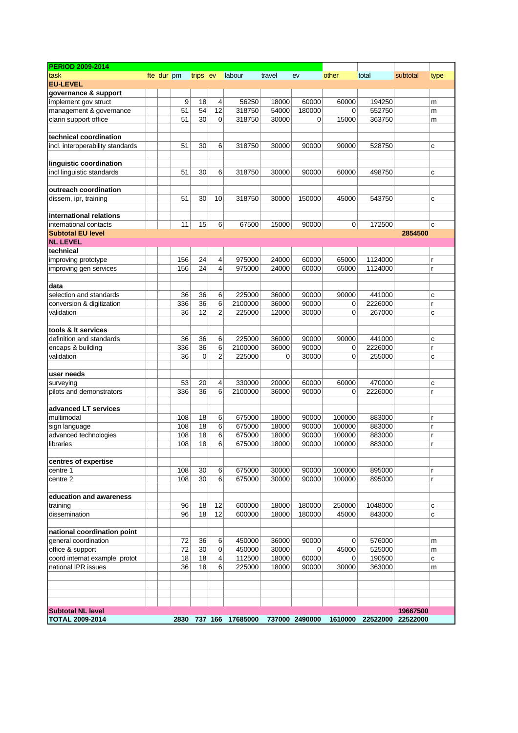| PERIOD 2009-2014 | | | | | | | | | | | | |
|---|---|---|---|---|---|---|---|---|---|---|---|---|
| task | fte | dur | pm | trips | ev | labour | travel | ev | other | total | subtotal | type |
| **EU-LEVEL** | | | | | | | | | | | | |
| **governance & support** | | | | | | | | | | | | |
| implement gov struct | | | 9 | 18 | 4 | 56250 | 18000 | 60000 | 60000 | 194250 | | m |
| management & governance | | | 51 | 54 | 12 | 318750 | 54000 | 180000 | 0 | 552750 | | m |
| clarin support office | | | 51 | 30 | 0 | 318750 | 30000 | 0 | 15000 | 363750 | | m |
| | | | | | | | | | | | | |
| **technical coordination** | | | | | | | | | | | | |
| incl. interoperability standards | | | 51 | 30 | 6 | 318750 | 30000 | 90000 | 90000 | 528750 | | c |
| | | | | | | | | | | | | |
| **linguistic coordination** | | | | | | | | | | | | |
| incl linguistic standards | | | 51 | 30 | 6 | 318750 | 30000 | 90000 | 60000 | 498750 | | c |
| | | | | | | | | | | | | |
| **outreach coordination** | | | | | | | | | | | | |
| dissem, ipr, training | | | 51 | 30 | 10 | 318750 | 30000 | 150000 | 45000 | 543750 | | c |
| | | | | | | | | | | | | |
| **international relations** | | | | | | | | | | | | |
| international contacts | | | 11 | 15 | 6 | 67500 | 15000 | 90000 | 0 | 172500 | | c |
| **Subtotal EU level** | | | | | | | | | | | **2854500** | |
| **NL LEVEL** | | | | | | | | | | | | |
| **technical** | | | | | | | | | | | | |
| improving prototype | | | 156 | 24 | 4 | 975000 | 24000 | 60000 | 65000 | 1124000 | | r |
| improving gen services | | | 156 | 24 | 4 | 975000 | 24000 | 60000 | 65000 | 1124000 | | r |
| | | | | | | | | | | | | |
| **data** | | | | | | | | | | | | |
| selection and standards | | | 36 | 36 | 6 | 225000 | 36000 | 90000 | 90000 | 441000 | | c |
| conversion & digitization | | | 336 | 36 | 6 | 2100000 | 36000 | 90000 | 0 | 2226000 | | r |
| validation | | | 36 | 12 | 2 | 225000 | 12000 | 30000 | 0 | 267000 | | c |
| | | | | | | | | | | | | |
| **tools & lt services** | | | | | | | | | | | | |
| definition and standards | | | 36 | 36 | 6 | 225000 | 36000 | 90000 | 90000 | 441000 | | c |
| encaps & building | | | 336 | 36 | 6 | 2100000 | 36000 | 90000 | 0 | 2226000 | | r |
| validation | | | 36 | 0 | 2 | 225000 | 0 | 30000 | 0 | 255000 | | c |
| | | | | | | | | | | | | |
| **user needs** | | | | | | | | | | | | |
| surveying | | | 53 | 20 | 4 | 330000 | 20000 | 60000 | 60000 | 470000 | | c |
| pilots and demonstrators | | | 336 | 36 | 6 | 2100000 | 36000 | 90000 | 0 | 2226000 | | r |
| | | | | | | | | | | | | |
| **advanced LT services** | | | | | | | | | | | | |
| multimodal | | | 108 | 18 | 6 | 675000 | 18000 | 90000 | 100000 | 883000 | | r |
| sign language | | | 108 | 18 | 6 | 675000 | 18000 | 90000 | 100000 | 883000 | | r |
| advanced technologies | | | 108 | 18 | 6 | 675000 | 18000 | 90000 | 100000 | 883000 | | r |
| libraries | | | 108 | 18 | 6 | 675000 | 18000 | 90000 | 100000 | 883000 | | r |
| | | | | | | | | | | | | |
| **centres of expertise** | | | | | | | | | | | | |
| centre 1 | | | 108 | 30 | 6 | 675000 | 30000 | 90000 | 100000 | 895000 | | r |
| centre 2 | | | 108 | 30 | 6 | 675000 | 30000 | 90000 | 100000 | 895000 | | r |
| | | | | | | | | | | | | |
| **education and awareness** | | | | | | | | | | | | |
| training | | | 96 | 18 | 12 | 600000 | 18000 | 180000 | 250000 | 1048000 | | c |
| dissemination | | | 96 | 18 | 12 | 600000 | 18000 | 180000 | 45000 | 843000 | | c |
| | | | | | | | | | | | | |
| **national coordination point** | | | | | | | | | | | | |
| general coordination | | | 72 | 36 | 6 | 450000 | 36000 | 90000 | 0 | 576000 | | m |
| office & support | | | 72 | 30 | 0 | 450000 | 30000 | 0 | 45000 | 525000 | | m |
| coord internat example protot | | | 18 | 18 | 4 | 112500 | 18000 | 60000 | 0 | 190500 | | c |
| national IPR issues | | | 36 | 18 | 6 | 225000 | 18000 | 90000 | 30000 | 363000 | | m |
| | | | | | | | | | | | | |
| **Subtotal NL level** | | | | | | | | | | | **19667500** | |
| **TOTAL 2009-2014** | | | **2830** | **737** | **166** | **17685000** | **737000** | **2490000** | **1610000** | **22522000** | **22522000** | |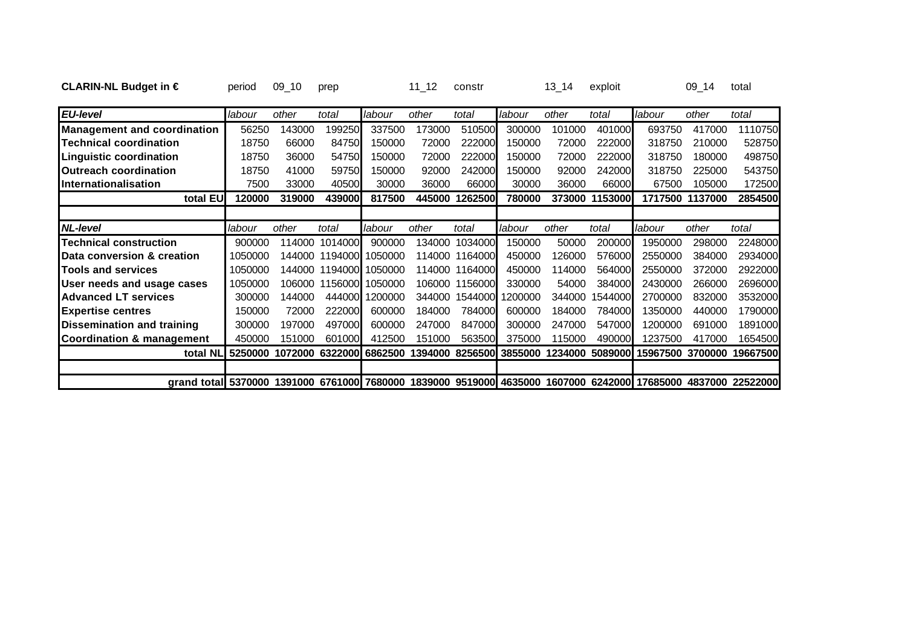| CLARIN-NL Budget in € | period | 09_10 | prep | | 11_12 | constr | | 13_14 | exploit | | 09_14 | total |
|---|---|---|---|---|---|---|---|---|---|---|---|---|
| ***EU-level*** | *labour* | *other* | *total* | *labour* | *other* | *total* | *labour* | *other* | *total* | *labour* | *other* | *total* |
| **Management and coordination** | 56250 | 143000 | 199250 | 337500 | 173000 | 510500 | 300000 | 101000 | 401000 | 693750 | 417000 | 1110750 |
| **Technical coordination** | 18750 | 66000 | 84750 | 150000 | 72000 | 222000 | 150000 | 72000 | 222000 | 318750 | 210000 | 528750 |
| **Linguistic coordination** | 18750 | 36000 | 54750 | 150000 | 72000 | 222000 | 150000 | 72000 | 222000 | 318750 | 180000 | 498750 |
| **Outreach coordination** | 18750 | 41000 | 59750 | 150000 | 92000 | 242000 | 150000 | 92000 | 242000 | 318750 | 225000 | 543750 |
| **Internationalisation** | 7500 | 33000 | 40500 | 30000 | 36000 | 66000 | 30000 | 36000 | 66000 | 67500 | 105000 | 172500 |
| **total EU** | **120000** | **319000** | **439000** | **817500** | **445000** | **1262500** | **780000** | **373000** | **1153000** | **1717500** | **1137000** | **2854500** |
| | | | | | | | | | | | | |
| ***NL-level*** | *labour* | *other* | *total* | *labour* | *other* | *total* | *labour* | *other* | *total* | *labour* | *other* | *total* |
| **Technical construction** | 900000 | 114000 | 1014000 | 900000 | 134000 | 1034000 | 150000 | 50000 | 200000 | 1950000 | 298000 | 2248000 |
| **Data conversion & creation** | 1050000 | 144000 | 1194000 | 1050000 | 114000 | 1164000 | 450000 | 126000 | 576000 | 2550000 | 384000 | 2934000 |
| **Tools and services** | 1050000 | 144000 | 1194000 | 1050000 | 114000 | 1164000 | 450000 | 114000 | 564000 | 2550000 | 372000 | 2922000 |
| **User needs and usage cases** | 1050000 | 106000 | 1156000 | 1050000 | 106000 | 1156000 | 330000 | 54000 | 384000 | 2430000 | 266000 | 2696000 |
| **Advanced LT services** | 300000 | 144000 | 444000 | 1200000 | 344000 | 1544000 | 1200000 | 344000 | 1544000 | 2700000 | 832000 | 3532000 |
| **Expertise centres** | 150000 | 72000 | 222000 | 600000 | 184000 | 784000 | 600000 | 184000 | 784000 | 1350000 | 440000 | 1790000 |
| **Dissemination and training** | 300000 | 197000 | 497000 | 600000 | 247000 | 847000 | 300000 | 247000 | 547000 | 1200000 | 691000 | 1891000 |
| **Coordination & management** | 450000 | 151000 | 601000 | 412500 | 151000 | 563500 | 375000 | 115000 | 490000 | 1237500 | 417000 | 1654500 |
| **total NL** | **5250000** | **1072000** | **6322000** | **6862500** | **1394000** | **8256500** | **3855000** | **1234000** | **5089000** | **15967500** | **3700000** | **19667500** |
| | | | | | | | | | | | | |
| **grand total** | **5370000** | **1391000** | **6761000** | **7680000** | **1839000** | **9519000** | **4635000** | **1607000** | **6242000** | **17685000** | **4837000** | **22522000** |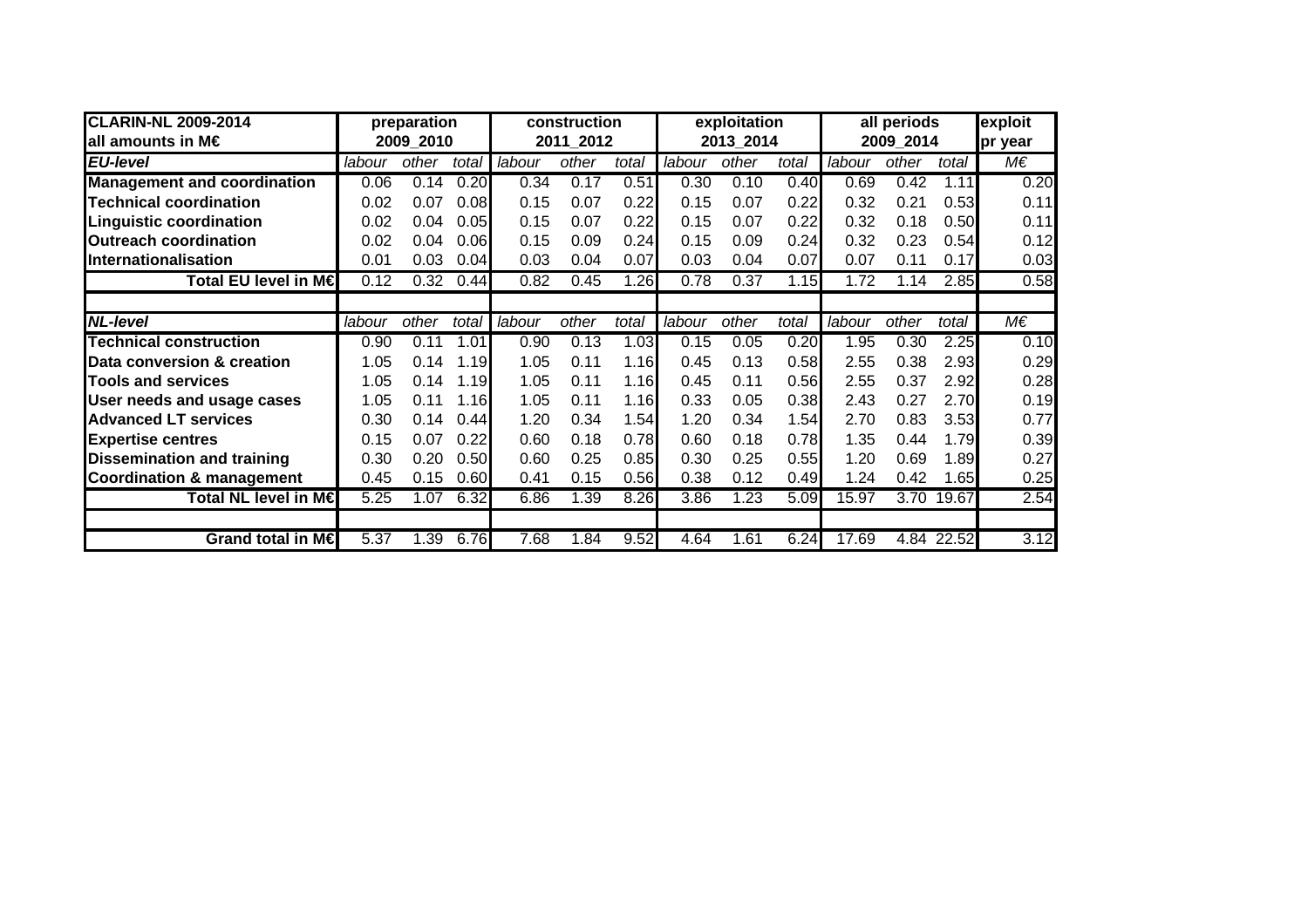| CLARIN-NL 2009-2014 all amounts in M€ | preparation 2009_2010 | | | construction 2011_2012 | | | exploitation 2013_2014 | | | all periods 2009_2014 | | | exploit pr year |
|---|---|---|---|---|---|---|---|---|---|---|---|---|---|
| ***EU-level*** | *labour* | *other* | *total* | *labour* | *other* | *total* | *labour* | *other* | *total* | *labour* | *other* | *total* | *M€* |
| **Management and coordination** | 0.06 | 0.14 | 0.20 | 0.34 | 0.17 | 0.51 | 0.30 | 0.10 | 0.40 | 0.69 | 0.42 | 1.11 | 0.20 |
| **Technical coordination** | 0.02 | 0.07 | 0.08 | 0.15 | 0.07 | 0.22 | 0.15 | 0.07 | 0.22 | 0.32 | 0.21 | 0.53 | 0.11 |
| **Linguistic coordination** | 0.02 | 0.04 | 0.05 | 0.15 | 0.07 | 0.22 | 0.15 | 0.07 | 0.22 | 0.32 | 0.18 | 0.50 | 0.11 |
| **Outreach coordination** | 0.02 | 0.04 | 0.06 | 0.15 | 0.09 | 0.24 | 0.15 | 0.09 | 0.24 | 0.32 | 0.23 | 0.54 | 0.12 |
| **Internationalisation** | 0.01 | 0.03 | 0.04 | 0.03 | 0.04 | 0.07 | 0.03 | 0.04 | 0.07 | 0.07 | 0.11 | 0.17 | 0.03 |
| **Total EU level in M€** | 0.12 | 0.32 | 0.44 | 0.82 | 0.45 | 1.26 | 0.78 | 0.37 | 1.15 | 1.72 | 1.14 | 2.85 | 0.58 |
| | | | | | | | | | | | | | |
| ***NL-level*** | *labour* | *other* | *total* | *labour* | *other* | *total* | *labour* | *other* | *total* | *labour* | *other* | *total* | *M€* |
| **Technical construction** | 0.90 | 0.11 | 1.01 | 0.90 | 0.13 | 1.03 | 0.15 | 0.05 | 0.20 | 1.95 | 0.30 | 2.25 | 0.10 |
| **Data conversion & creation** | 1.05 | 0.14 | 1.19 | 1.05 | 0.11 | 1.16 | 0.45 | 0.13 | 0.58 | 2.55 | 0.38 | 2.93 | 0.29 |
| **Tools and services** | 1.05 | 0.14 | 1.19 | 1.05 | 0.11 | 1.16 | 0.45 | 0.11 | 0.56 | 2.55 | 0.37 | 2.92 | 0.28 |
| **User needs and usage cases** | 1.05 | 0.11 | 1.16 | 1.05 | 0.11 | 1.16 | 0.33 | 0.05 | 0.38 | 2.43 | 0.27 | 2.70 | 0.19 |
| **Advanced LT services** | 0.30 | 0.14 | 0.44 | 1.20 | 0.34 | 1.54 | 1.20 | 0.34 | 1.54 | 2.70 | 0.83 | 3.53 | 0.77 |
| **Expertise centres** | 0.15 | 0.07 | 0.22 | 0.60 | 0.18 | 0.78 | 0.60 | 0.18 | 0.78 | 1.35 | 0.44 | 1.79 | 0.39 |
| **Dissemination and training** | 0.30 | 0.20 | 0.50 | 0.60 | 0.25 | 0.85 | 0.30 | 0.25 | 0.55 | 1.20 | 0.69 | 1.89 | 0.27 |
| **Coordination & management** | 0.45 | 0.15 | 0.60 | 0.41 | 0.15 | 0.56 | 0.38 | 0.12 | 0.49 | 1.24 | 0.42 | 1.65 | 0.25 |
| **Total NL level in M€** | 5.25 | 1.07 | 6.32 | 6.86 | 1.39 | 8.26 | 3.86 | 1.23 | 5.09 | 15.97 | 3.70 | 19.67 | 2.54 |
| | | | | | | | | | | | | | |
| **Grand total in M€** | 5.37 | 1.39 | 6.76 | 7.68 | 1.84 | 9.52 | 4.64 | 1.61 | 6.24 | 17.69 | 4.84 | 22.52 | 3.12 |